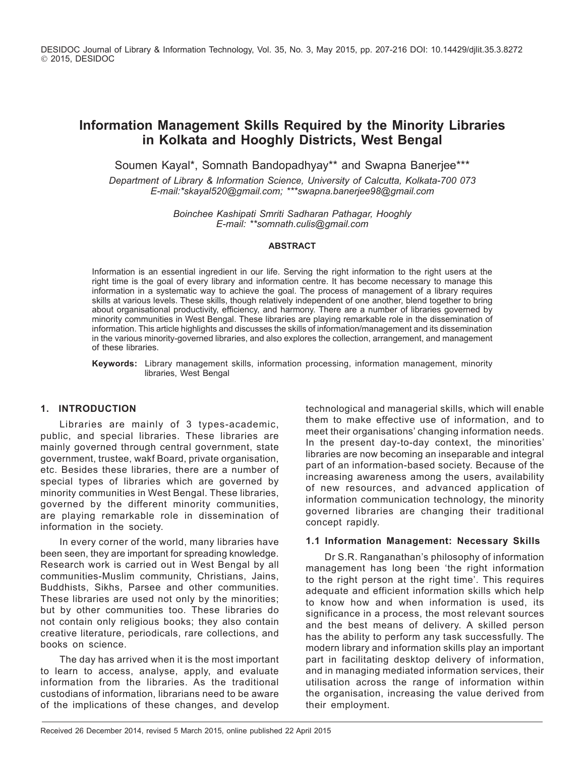# Information Management Skills Required by the Minority Libraries in Kolkata and Hooghly Districts, West Bengal

Soumen Kayal*, Somnath Bandopadhyay** and Swapna Banerjee***

*Department of Library & Information Science, University of Calcutta, Kolkata-700 073*
*E-mail:*skayal520@gmail.com; ***swapna.banerjee98@gmail.com*

*Boinchee Kashipati Smriti Sadharan Pathagar, Hooghly*
*E-mail: **somnath.culis@gmail.com*

**ABSTRACT**

Information is an essential ingredient in our life. Serving the right information to the right users at the right time is the goal of every library and information centre. It has become necessary to manage this information in a systematic way to achieve the goal. The process of management of a library requires skills at various levels. These skills, though relatively independent of one another, blend together to bring about organisational productivity, efficiency, and harmony. There are a number of libraries governed by minority communities in West Bengal. These libraries are playing remarkable role in the dissemination of information. This article highlights and discusses the skills of information/management and its dissemination in the various minority-governed libraries, and also explores the collection, arrangement, and management of these libraries.

**Keywords:** Library management skills, information processing, information management, minority libraries, West Bengal

## 1. INTRODUCTION

Libraries are mainly of 3 types-academic, public, and special libraries. These libraries are mainly governed through central government, state government, trustee, wakf Board, private organisation, etc. Besides these libraries, there are a number of special types of libraries which are governed by minority communities in West Bengal. These libraries, governed by the different minority communities, are playing remarkable role in dissemination of information in the society.

In every corner of the world, many libraries have been seen, they are important for spreading knowledge. Research work is carried out in West Bengal by all communities-Muslim community, Christians, Jains, Buddhists, Sikhs, Parsee and other communities. These libraries are used not only by the minorities; but by other communities too. These libraries do not contain only religious books; they also contain creative literature, periodicals, rare collections, and books on science.

The day has arrived when it is the most important to learn to access, analyse, apply, and evaluate information from the libraries. As the traditional custodians of information, librarians need to be aware of the implications of these changes, and develop technological and managerial skills, which will enable them to make effective use of information, and to meet their organisations' changing information needs. In the present day-to-day context, the minorities' libraries are now becoming an inseparable and integral part of an information-based society. Because of the increasing awareness among the users, availability of new resources, and advanced application of information communication technology, the minority governed libraries are changing their traditional concept rapidly.

### 1.1 Information Management: Necessary Skills

Dr S.R. Ranganathan's philosophy of information management has long been 'the right information to the right person at the right time'. This requires adequate and efficient information skills which help to know how and when information is used, its significance in a process, the most relevant sources and the best means of delivery. A skilled person has the ability to perform any task successfully. The modern library and information skills play an important part in facilitating desktop delivery of information, and in managing mediated information services, their utilisation across the range of information within the organisation, increasing the value derived from their employment.

Received 26 December 2014, revised 5 March 2015, online published 22 April 2015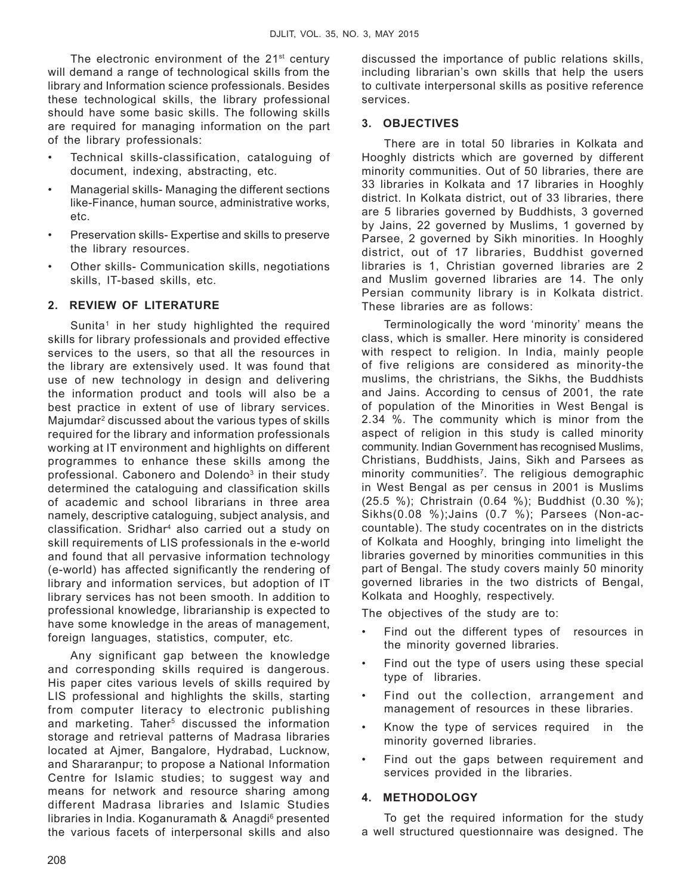The electronic environment of the 21st century will demand a range of technological skills from the library and Information science professionals. Besides these technological skills, the library professional should have some basic skills. The following skills are required for managing information on the part of the library professionals:

- Technical skills-classification, cataloguing of document, indexing, abstracting, etc.
- Managerial skills- Managing the different sections like-Finance, human source, administrative works, etc.
- Preservation skills- Expertise and skills to preserve the library resources.
- Other skills- Communication skills, negotiations skills, IT-based skills, etc.

## 2. REVIEW OF LITERATURE

Sunita[1] in her study highlighted the required skills for library professionals and provided effective services to the users, so that all the resources in the library are extensively used. It was found that use of new technology in design and delivering the information product and tools will also be a best practice in extent of use of library services. Majumdar[2] discussed about the various types of skills required for the library and information professionals working at IT environment and highlights on different programmes to enhance these skills among the professional. Cabonero and Dolendo[3] in their study determined the cataloguing and classification skills of academic and school librarians in three area namely, descriptive cataloguing, subject analysis, and classification. Sridhar[4] also carried out a study on skill requirements of LIS professionals in the e-world and found that all pervasive information technology (e-world) has affected significantly the rendering of library and information services, but adoption of IT library services has not been smooth. In addition to professional knowledge, librarianship is expected to have some knowledge in the areas of management, foreign languages, statistics, computer, etc.

Any significant gap between the knowledge and corresponding skills required is dangerous. His paper cites various levels of skills required by LIS professional and highlights the skills, starting from computer literacy to electronic publishing and marketing. Taher[5] discussed the information storage and retrieval patterns of Madrasa libraries located at Ajmer, Bangalore, Hydrabad, Lucknow, and Shararanpur; to propose a National Information Centre for Islamic studies; to suggest way and means for network and resource sharing among different Madrasa libraries and Islamic Studies libraries in India. Koganuramath & Anagdi[6] presented the various facets of interpersonal skills and also discussed the importance of public relations skills, including librarian's own skills that help the users to cultivate interpersonal skills as positive reference services.

## 3. OBJECTIVES

There are in total 50 libraries in Kolkata and Hooghly districts which are governed by different minority communities. Out of 50 libraries, there are 33 libraries in Kolkata and 17 libraries in Hooghly district. In Kolkata district, out of 33 libraries, there are 5 libraries governed by Buddhists, 3 governed by Jains, 22 governed by Muslims, 1 governed by Parsee, 2 governed by Sikh minorities. In Hooghly district, out of 17 libraries, Buddhist governed libraries is 1, Christian governed libraries are 2 and Muslim governed libraries are 14. The only Persian community library is in Kolkata district. These libraries are as follows:

Terminologically the word 'minority' means the class, which is smaller. Here minority is considered with respect to religion. In India, mainly people of five religions are considered as minority-the muslims, the christrians, the Sikhs, the Buddhists and Jains. According to census of 2001, the rate of population of the Minorities in West Bengal is 2.34 %. The community which is minor from the aspect of religion in this study is called minority community. Indian Government has recognised Muslims, Christians, Buddhists, Jains, Sikh and Parsees as minority communities[7]. The religious demographic in West Bengal as per census in 2001 is Muslims (25.5 %); Christrain (0.64 %); Buddhist (0.30 %); Sikhs(0.08 %);Jains (0.7 %); Parsees (Non-accountable). The study cocentrates on in the districts of Kolkata and Hooghly, bringing into limelight the libraries governed by minorities communities in this part of Bengal. The study covers mainly 50 minority governed libraries in the two districts of Bengal, Kolkata and Hooghly, respectively.

The objectives of the study are to:

- Find out the different types of resources in the minority governed libraries.
- Find out the type of users using these special type of libraries.
- Find out the collection, arrangement and management of resources in these libraries.
- Know the type of services required in the minority governed libraries.
- Find out the gaps between requirement and services provided in the libraries.

## 4. METHODOLOGY

To get the required information for the study a well structured questionnaire was designed. The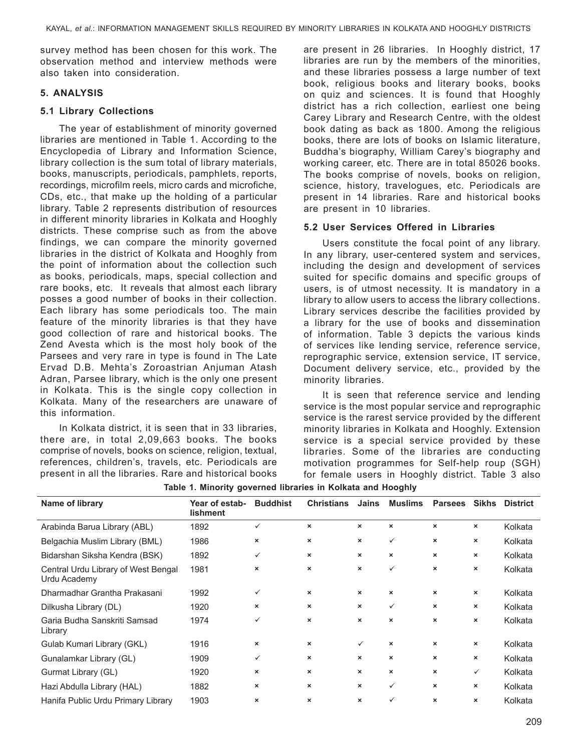survey method has been chosen for this work. The observation method and interview methods were also taken into consideration.

## 5. ANALYSIS

### 5.1 Library Collections

The year of establishment of minority governed libraries are mentioned in Table 1. According to the Encyclopedia of Library and Information Science, library collection is the sum total of library materials, books, manuscripts, periodicals, pamphlets, reports, recordings, microfilm reels, micro cards and microfiche, CDs, etc., that make up the holding of a particular library. Table 2 represents distribution of resources in different minority libraries in Kolkata and Hooghly districts. These comprise such as from the above findings, we can compare the minority governed libraries in the district of Kolkata and Hooghly from the point of information about the collection such as books, periodicals, maps, special collection and rare books, etc. It reveals that almost each library posses a good number of books in their collection. Each library has some periodicals too. The main feature of the minority libraries is that they have good collection of rare and historical books. The Zend Avesta which is the most holy book of the Parsees and very rare in type is found in The Late Ervad D.B. Mehta's Zoroastrian Anjuman Atash Adran, Parsee library, which is the only one present in Kolkata. This is the single copy collection in Kolkata. Many of the researchers are unaware of this information.

In Kolkata district, it is seen that in 33 libraries, there are, in total 2,09,663 books. The books comprise of novels, books on science, religion, textual, references, children's, travels, etc. Periodicals are present in all the libraries. Rare and historical books are present in 26 libraries. In Hooghly district, 17 libraries are run by the members of the minorities, and these libraries possess a large number of text book, religious books and literary books, books on quiz and sciences. It is found that Hooghly district has a rich collection, earliest one being Carey Library and Research Centre, with the oldest book dating as back as 1800. Among the religious books, there are lots of books on Islamic literature, Buddha's biography, William Carey's biography and working career, etc. There are in total 85026 books. The books comprise of novels, books on religion, science, history, travelogues, etc. Periodicals are present in 14 libraries. Rare and historical books are present in 10 libraries.

### 5.2 User Services Offered in Libraries

Users constitute the focal point of any library. In any library, user-centered system and services, including the design and development of services suited for specific domains and specific groups of users, is of utmost necessity. It is mandatory in a library to allow users to access the library collections. Library services describe the facilities provided by a library for the use of books and dissemination of information. Table 3 depicts the various kinds of services like lending service, reference service, reprographic service, extension service, IT service, Document delivery service, etc., provided by the minority libraries.

It is seen that reference service and lending service is the most popular service and reprographic service is the rarest service provided by the different minority libraries in Kolkata and Hooghly. Extension service is a special service provided by these libraries. Some of the libraries are conducting motivation programmes for Self-help roup (SGH) for female users in Hooghly district. Table 3 also

**Table 1. Minority governed libraries in Kolkata and Hooghly**

| Name of library | Year of establishment | Buddhist | Christians | Jains | Muslims | Parsees | Sikhs | District |
|---|---|---|---|---|---|---|---|---|
| Arabinda Barua Library (ABL) | 1892 | ✓ | × | × | × | × | × | Kolkata |
| Belgachia Muslim Library (BML) | 1986 | × | × | × | ✓ | × | × | Kolkata |
| Bidarshan Siksha Kendra (BSK) | 1892 | ✓ | × | × | × | × | × | Kolkata |
| Central Urdu Library of West Bengal Urdu Academy | 1981 | × | × | × | ✓ | × | × | Kolkata |
| Dharmadhar Grantha Prakasani | 1992 | ✓ | × | × | × | × | × | Kolkata |
| Dilkusha Library (DL) | 1920 | × | × | × | ✓ | × | × | Kolkata |
| Garia Budha Sanskriti Samsad Library | 1974 | ✓ | × | × | × | × | × | Kolkata |
| Gulab Kumari Library (GKL) | 1916 | × | × | ✓ | × | × | × | Kolkata |
| Gunalamkar Library (GL) | 1909 | ✓ | × | × | × | × | × | Kolkata |
| Gurmat Library (GL) | 1920 | × | × | × | × | × | ✓ | Kolkata |
| Hazi Abdulla Library (HAL) | 1882 | × | × | × | ✓ | × | × | Kolkata |
| Hanifa Public Urdu Primary Library | 1903 | × | × | × | ✓ | × | × | Kolkata |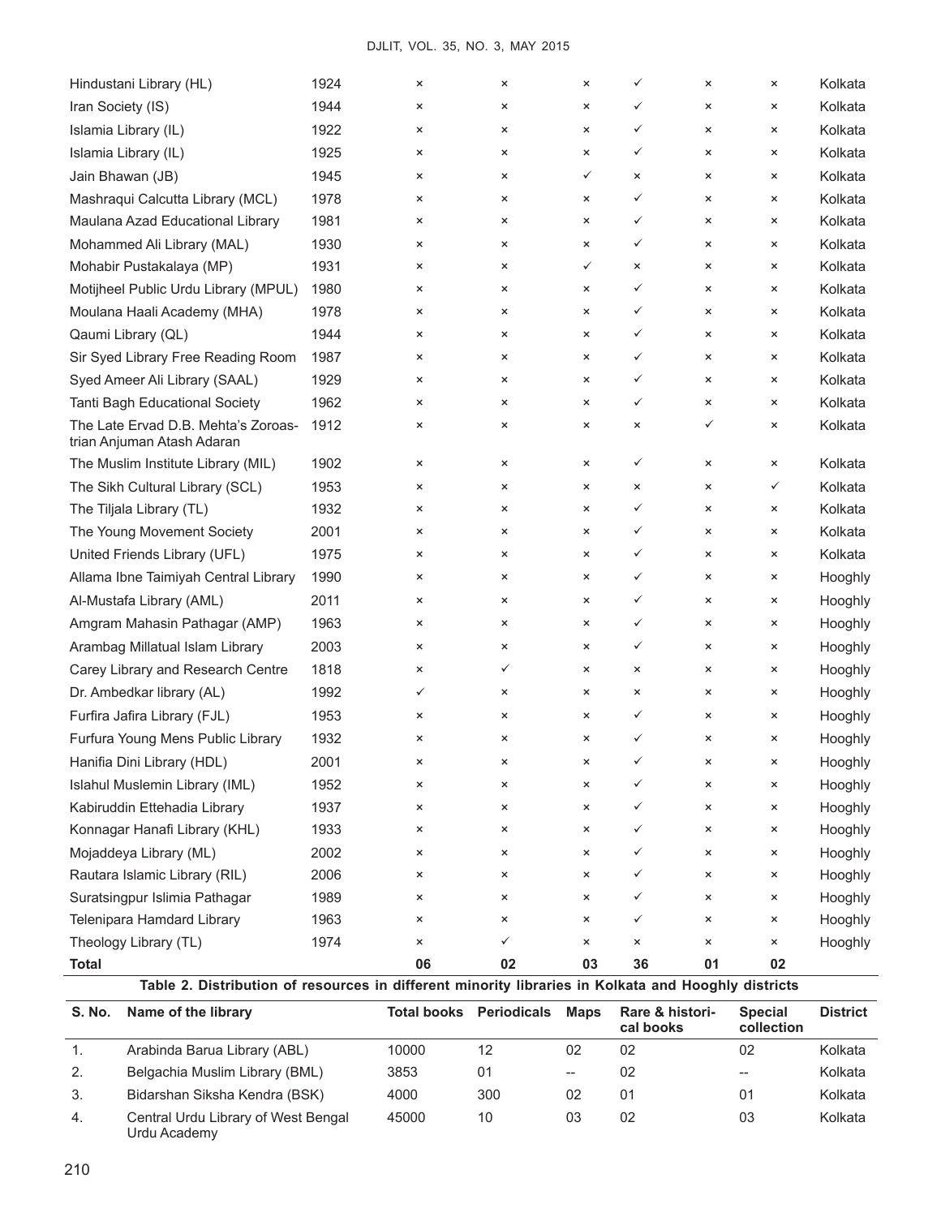| | | | | | | | | |
|---|---|---|---|---|---|---|---|---|
| Hindustani Library (HL) | 1924 | × | × | × | ✓ | × | × | Kolkata |
| Iran Society (IS) | 1944 | × | × | × | ✓ | × | × | Kolkata |
| Islamia Library (IL) | 1922 | × | × | × | ✓ | × | × | Kolkata |
| Islamia Library (IL) | 1925 | × | × | × | ✓ | × | × | Kolkata |
| Jain Bhawan (JB) | 1945 | × | × | ✓ | × | × | × | Kolkata |
| Mashraqui Calcutta Library (MCL) | 1978 | × | × | × | ✓ | × | × | Kolkata |
| Maulana Azad Educational Library | 1981 | × | × | × | ✓ | × | × | Kolkata |
| Mohammed Ali Library (MAL) | 1930 | × | × | × | ✓ | × | × | Kolkata |
| Mohabir Pustakalaya (MP) | 1931 | × | × | ✓ | × | × | × | Kolkata |
| Motijheel Public Urdu Library (MPUL) | 1980 | × | × | × | ✓ | × | × | Kolkata |
| Moulana Haali Academy (MHA) | 1978 | × | × | × | ✓ | × | × | Kolkata |
| Qaumi Library (QL) | 1944 | × | × | × | ✓ | × | × | Kolkata |
| Sir Syed Library Free Reading Room | 1987 | × | × | × | ✓ | × | × | Kolkata |
| Syed Ameer Ali Library (SAAL) | 1929 | × | × | × | ✓ | × | × | Kolkata |
| Tanti Bagh Educational Society | 1962 | × | × | × | ✓ | × | × | Kolkata |
| The Late Ervad D.B. Mehta's Zoroastrian Anjuman Atash Adaran | 1912 | × | × | × | × | ✓ | × | Kolkata |
| The Muslim Institute Library (MIL) | 1902 | × | × | × | ✓ | × | × | Kolkata |
| The Sikh Cultural Library (SCL) | 1953 | × | × | × | × | × | ✓ | Kolkata |
| The Tiljala Library (TL) | 1932 | × | × | × | ✓ | × | × | Kolkata |
| The Young Movement Society | 2001 | × | × | × | ✓ | × | × | Kolkata |
| United Friends Library (UFL) | 1975 | × | × | × | ✓ | × | × | Kolkata |
| Allama Ibne Taimiyah Central Library | 1990 | × | × | × | ✓ | × | × | Hooghly |
| Al-Mustafa Library (AML) | 2011 | × | × | × | ✓ | × | × | Hooghly |
| Amgram Mahasin Pathagar (AMP) | 1963 | × | × | × | ✓ | × | × | Hooghly |
| Arambag Millatual Islam Library | 2003 | × | × | × | ✓ | × | × | Hooghly |
| Carey Library and Research Centre | 1818 | × | ✓ | × | × | × | × | Hooghly |
| Dr. Ambedkar library (AL) | 1992 | ✓ | × | × | × | × | × | Hooghly |
| Furfira Jafira Library (FJL) | 1953 | × | × | × | ✓ | × | × | Hooghly |
| Furfura Young Mens Public Library | 1932 | × | × | × | ✓ | × | × | Hooghly |
| Hanifia Dini Library (HDL) | 2001 | × | × | × | ✓ | × | × | Hooghly |
| Islahul Muslemin Library (IML) | 1952 | × | × | × | ✓ | × | × | Hooghly |
| Kabiruddin Ettehadia Library | 1937 | × | × | × | ✓ | × | × | Hooghly |
| Konnagar Hanafi Library (KHL) | 1933 | × | × | × | ✓ | × | × | Hooghly |
| Mojaddeya Library (ML) | 2002 | × | × | × | ✓ | × | × | Hooghly |
| Rautara Islamic Library (RIL) | 2006 | × | × | × | ✓ | × | × | Hooghly |
| Suratsingpur Islimia Pathagar | 1989 | × | × | × | ✓ | × | × | Hooghly |
| Telenipara Hamdard Library | 1963 | × | × | × | ✓ | × | × | Hooghly |
| Theology Library (TL) | 1974 | × | ✓ | × | × | × | × | Hooghly |
| **Total** | | **06** | **02** | **03** | **36** | **01** | **02** | |

**Table 2. Distribution of resources in different minority libraries in Kolkata and Hooghly districts**

| S. No. | Name of the library | Total books | Periodicals | Maps | Rare & historical books | Special collection | District |
|---|---|---|---|---|---|---|---|
| 1. | Arabinda Barua Library (ABL) | 10000 | 12 | 02 | 02 | 02 | Kolkata |
| 2. | Belgachia Muslim Library (BML) | 3853 | 01 | -- | 02 | -- | Kolkata |
| 3. | Bidarshan Siksha Kendra (BSK) | 4000 | 300 | 02 | 01 | 01 | Kolkata |
| 4. | Central Urdu Library of West Bengal Urdu Academy | 45000 | 10 | 03 | 02 | 03 | Kolkata |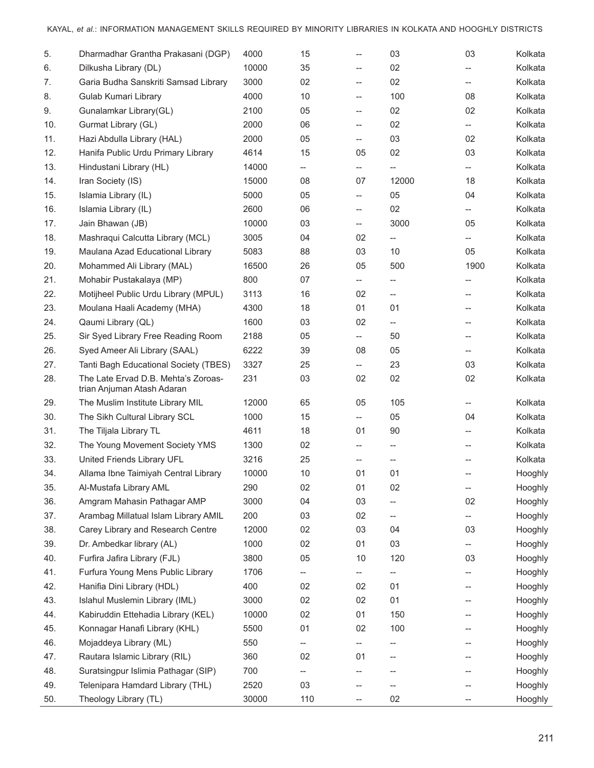| | | | | | | | |
|---|---|---|---|---|---|---|---|
| 5. | Dharmadhar Grantha Prakasani (DGP) | 4000 | 15 | -- | 03 | 03 | Kolkata |
| 6. | Dilkusha Library (DL) | 10000 | 35 | -- | 02 | -- | Kolkata |
| 7. | Garia Budha Sanskriti Samsad Library | 3000 | 02 | -- | 02 | -- | Kolkata |
| 8. | Gulab Kumari Library | 4000 | 10 | -- | 100 | 08 | Kolkata |
| 9. | Gunalamkar Library(GL) | 2100 | 05 | -- | 02 | 02 | Kolkata |
| 10. | Gurmat Library (GL) | 2000 | 06 | -- | 02 | -- | Kolkata |
| 11. | Hazi Abdulla Library (HAL) | 2000 | 05 | -- | 03 | 02 | Kolkata |
| 12. | Hanifa Public Urdu Primary Library | 4614 | 15 | 05 | 02 | 03 | Kolkata |
| 13. | Hindustani Library (HL) | 14000 | -- | -- | -- | -- | Kolkata |
| 14. | Iran Society (IS) | 15000 | 08 | 07 | 12000 | 18 | Kolkata |
| 15. | Islamia Library (IL) | 5000 | 05 | -- | 05 | 04 | Kolkata |
| 16. | Islamia Library (IL) | 2600 | 06 | -- | 02 | -- | Kolkata |
| 17. | Jain Bhawan (JB) | 10000 | 03 | -- | 3000 | 05 | Kolkata |
| 18. | Mashraqui Calcutta Library (MCL) | 3005 | 04 | 02 | -- | -- | Kolkata |
| 19. | Maulana Azad Educational Library | 5083 | 88 | 03 | 10 | 05 | Kolkata |
| 20. | Mohammed Ali Library (MAL) | 16500 | 26 | 05 | 500 | 1900 | Kolkata |
| 21. | Mohabir Pustakalaya (MP) | 800 | 07 | -- | -- | -- | Kolkata |
| 22. | Motijheel Public Urdu Library (MPUL) | 3113 | 16 | 02 | -- | -- | Kolkata |
| 23. | Moulana Haali Academy (MHA) | 4300 | 18 | 01 | 01 | -- | Kolkata |
| 24. | Qaumi Library (QL) | 1600 | 03 | 02 | -- | -- | Kolkata |
| 25. | Sir Syed Library Free Reading Room | 2188 | 05 | -- | 50 | -- | Kolkata |
| 26. | Syed Ameer Ali Library (SAAL) | 6222 | 39 | 08 | 05 | -- | Kolkata |
| 27. | Tanti Bagh Educational Society (TBES) | 3327 | 25 | -- | 23 | 03 | Kolkata |
| 28. | The Late Ervad D.B. Mehta's Zoroastrian Anjuman Atash Adaran | 231 | 03 | 02 | 02 | 02 | Kolkata |
| 29. | The Muslim Institute Library MIL | 12000 | 65 | 05 | 105 | -- | Kolkata |
| 30. | The Sikh Cultural Library SCL | 1000 | 15 | -- | 05 | 04 | Kolkata |
| 31. | The Tiljala Library TL | 4611 | 18 | 01 | 90 | -- | Kolkata |
| 32. | The Young Movement Society YMS | 1300 | 02 | -- | -- | -- | Kolkata |
| 33. | United Friends Library UFL | 3216 | 25 | -- | -- | -- | Kolkata |
| 34. | Allama Ibne Taimiyah Central Library | 10000 | 10 | 01 | 01 | -- | Hooghly |
| 35. | Al-Mustafa Library AML | 290 | 02 | 01 | 02 | -- | Hooghly |
| 36. | Amgram Mahasin Pathagar AMP | 3000 | 04 | 03 | -- | 02 | Hooghly |
| 37. | Arambag Millatual Islam Library AMIL | 200 | 03 | 02 | -- | -- | Hooghly |
| 38. | Carey Library and Research Centre | 12000 | 02 | 03 | 04 | 03 | Hooghly |
| 39. | Dr. Ambedkar library (AL) | 1000 | 02 | 01 | 03 | -- | Hooghly |
| 40. | Furfira Jafira Library (FJL) | 3800 | 05 | 10 | 120 | 03 | Hooghly |
| 41. | Furfura Young Mens Public Library | 1706 | -- | -- | -- | -- | Hooghly |
| 42. | Hanifia Dini Library (HDL) | 400 | 02 | 02 | 01 | -- | Hooghly |
| 43. | Islahul Muslemin Library (IML) | 3000 | 02 | 02 | 01 | -- | Hooghly |
| 44. | Kabiruddin Ettehadia Library (KEL) | 10000 | 02 | 01 | 150 | -- | Hooghly |
| 45. | Konnagar Hanafi Library (KHL) | 5500 | 01 | 02 | 100 | -- | Hooghly |
| 46. | Mojaddeya Library (ML) | 550 | -- | -- | -- | -- | Hooghly |
| 47. | Rautara Islamic Library (RIL) | 360 | 02 | 01 | -- | -- | Hooghly |
| 48. | Suratsingpur Islimia Pathagar (SIP) | 700 | -- | -- | -- | -- | Hooghly |
| 49. | Telenipara Hamdard Library (THL) | 2520 | 03 | -- | -- | -- | Hooghly |
| 50. | Theology Library (TL) | 30000 | 110 | -- | 02 | -- | Hooghly |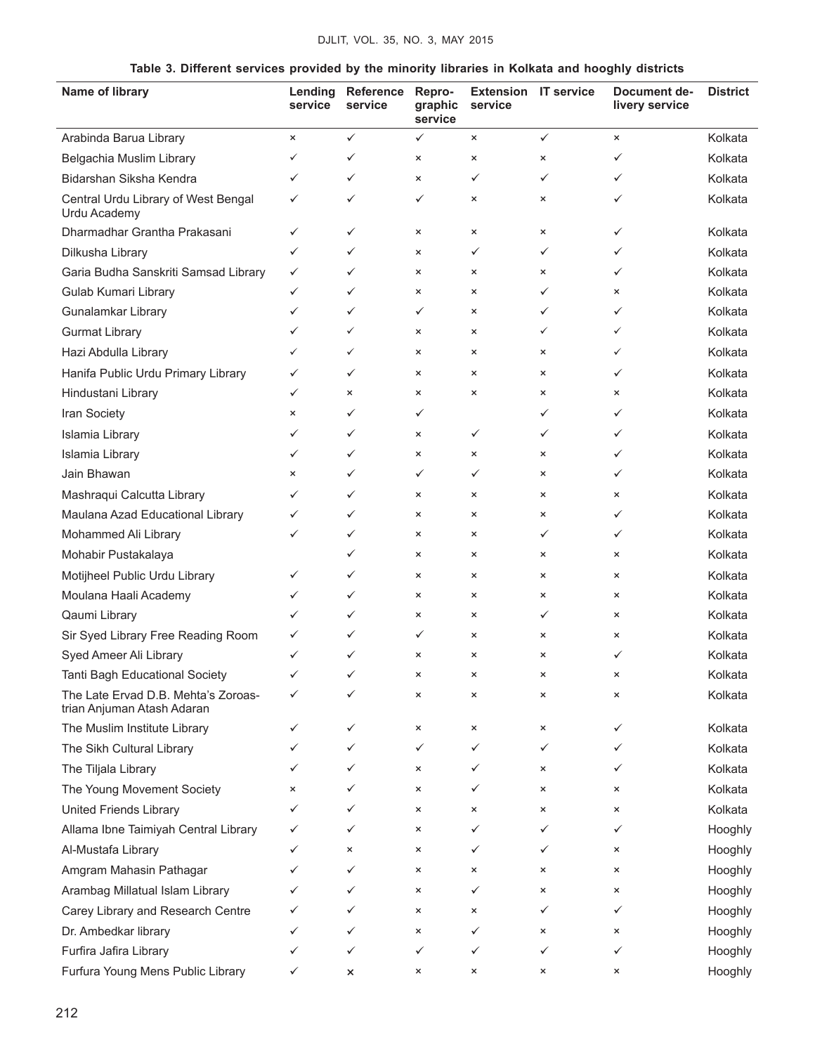**Table 3. Different services provided by the minority libraries in Kolkata and hooghly districts**

| Name of library | Lending service | Reference service | Repro-graphic service | Extension service | IT service | Document delivery service | District |
|---|---|---|---|---|---|---|---|
| Arabinda Barua Library | × | ✓ | ✓ | × | ✓ | × | Kolkata |
| Belgachia Muslim Library | ✓ | ✓ | × | × | × | ✓ | Kolkata |
| Bidarshan Siksha Kendra | ✓ | ✓ | × | ✓ | ✓ | ✓ | Kolkata |
| Central Urdu Library of West Bengal Urdu Academy | ✓ | ✓ | ✓ | × | × | ✓ | Kolkata |
| Dharmadhar Grantha Prakasani | ✓ | ✓ | × | × | × | ✓ | Kolkata |
| Dilkusha Library | ✓ | ✓ | × | ✓ | ✓ | ✓ | Kolkata |
| Garia Budha Sanskriti Samsad Library | ✓ | ✓ | × | × | × | ✓ | Kolkata |
| Gulab Kumari Library | ✓ | ✓ | × | × | ✓ | × | Kolkata |
| Gunalamkar Library | ✓ | ✓ | ✓ | × | ✓ | ✓ | Kolkata |
| Gurmat Library | ✓ | ✓ | × | × | ✓ | ✓ | Kolkata |
| Hazi Abdulla Library | ✓ | ✓ | × | × | × | ✓ | Kolkata |
| Hanifa Public Urdu Primary Library | ✓ | ✓ | × | × | × | ✓ | Kolkata |
| Hindustani Library | ✓ | × | × | × | × | × | Kolkata |
| Iran Society | × | ✓ | ✓ | | ✓ | ✓ | Kolkata |
| Islamia Library | ✓ | ✓ | × | ✓ | ✓ | ✓ | Kolkata |
| Islamia Library | ✓ | ✓ | × | × | × | ✓ | Kolkata |
| Jain Bhawan | × | ✓ | ✓ | ✓ | × | ✓ | Kolkata |
| Mashraqui Calcutta Library | ✓ | ✓ | × | × | × | × | Kolkata |
| Maulana Azad Educational Library | ✓ | ✓ | × | × | × | ✓ | Kolkata |
| Mohammed Ali Library | ✓ | ✓ | × | × | ✓ | ✓ | Kolkata |
| Mohabir Pustakalaya | | ✓ | × | × | × | × | Kolkata |
| Motijheel Public Urdu Library | ✓ | ✓ | × | × | × | × | Kolkata |
| Moulana Haali Academy | ✓ | ✓ | × | × | × | × | Kolkata |
| Qaumi Library | ✓ | ✓ | × | × | ✓ | × | Kolkata |
| Sir Syed Library Free Reading Room | ✓ | ✓ | ✓ | × | × | × | Kolkata |
| Syed Ameer Ali Library | ✓ | ✓ | × | × | × | ✓ | Kolkata |
| Tanti Bagh Educational Society | ✓ | ✓ | × | × | × | × | Kolkata |
| The Late Ervad D.B. Mehta's Zoroastrian Anjuman Atash Adaran | ✓ | ✓ | × | × | × | × | Kolkata |
| The Muslim Institute Library | ✓ | ✓ | × | × | × | ✓ | Kolkata |
| The Sikh Cultural Library | ✓ | ✓ | ✓ | ✓ | ✓ | ✓ | Kolkata |
| The Tiljala Library | ✓ | ✓ | × | ✓ | × | ✓ | Kolkata |
| The Young Movement Society | × | ✓ | × | ✓ | × | × | Kolkata |
| United Friends Library | ✓ | ✓ | × | × | × | × | Kolkata |
| Allama Ibne Taimiyah Central Library | ✓ | ✓ | × | ✓ | ✓ | ✓ | Hooghly |
| Al-Mustafa Library | ✓ | × | × | ✓ | ✓ | × | Hooghly |
| Amgram Mahasin Pathagar | ✓ | ✓ | × | × | × | × | Hooghly |
| Arambag Millatual Islam Library | ✓ | ✓ | × | ✓ | × | × | Hooghly |
| Carey Library and Research Centre | ✓ | ✓ | × | × | ✓ | ✓ | Hooghly |
| Dr. Ambedkar library | ✓ | ✓ | × | ✓ | × | × | Hooghly |
| Furfira Jafira Library | ✓ | ✓ | ✓ | ✓ | ✓ | ✓ | Hooghly |
| Furfura Young Mens Public Library | ✓ | × | × | × | × | × | Hooghly |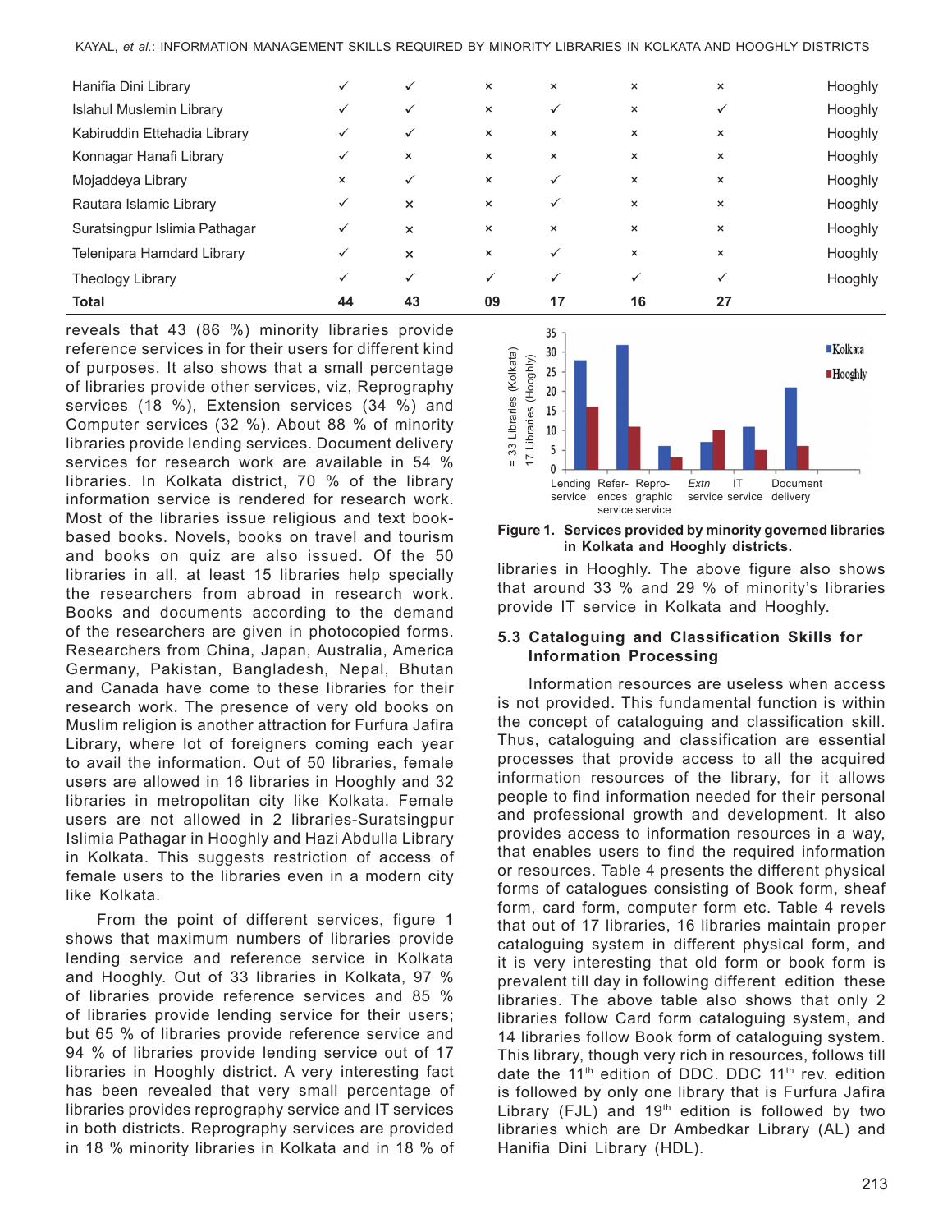| | | | | | | | |
|---|---|---|---|---|---|---|---|
| Hanifia Dini Library | ✓ | ✓ | × | × | × | × | Hooghly |
| Islahul Muslemin Library | ✓ | ✓ | × | ✓ | × | ✓ | Hooghly |
| Kabiruddin Ettehadia Library | ✓ | ✓ | × | × | × | × | Hooghly |
| Konnagar Hanafi Library | ✓ | × | × | × | × | × | Hooghly |
| Mojaddeya Library | × | ✓ | × | ✓ | × | × | Hooghly |
| Rautara Islamic Library | ✓ | × | × | ✓ | × | × | Hooghly |
| Suratsingpur Islimia Pathagar | ✓ | × | × | × | × | × | Hooghly |
| Telenipara Hamdard Library | ✓ | × | × | ✓ | × | × | Hooghly |
| Theology Library | ✓ | ✓ | ✓ | ✓ | ✓ | ✓ | Hooghly |
| **Total** | **44** | **43** | **09** | **17** | **16** | **27** | |

reveals that 43 (86 %) minority libraries provide reference services in for their users for different kind of purposes. It also shows that a small percentage of libraries provide other services, viz, Reprography services (18 %), Extension services (34 %) and Computer services (32 %). About 88 % of minority libraries provide lending services. Document delivery services for research work are available in 54 % libraries. In Kolkata district, 70 % of the library information service is rendered for research work. Most of the libraries issue religious and text book-based books. Novels, books on travel and tourism and books on quiz are also issued. Of the 50 libraries in all, at least 15 libraries help specially the researchers from abroad in research work. Books and documents according to the demand of the researchers are given in photocopied forms. Researchers from China, Japan, Australia, America Germany, Pakistan, Bangladesh, Nepal, Bhutan and Canada have come to these libraries for their research work. The presence of very old books on Muslim religion is another attraction for Furfura Jafira Library, where lot of foreigners coming each year to avail the information. Out of 50 libraries, female users are allowed in 16 libraries in Hooghly and 32 libraries in metropolitan city like Kolkata. Female users are not allowed in 2 libraries-Suratsingpur Islimia Pathagar in Hooghly and Hazi Abdulla Library in Kolkata. This suggests restriction of access of female users to the libraries even in a modern city like Kolkata.

From the point of different services, figure 1 shows that maximum numbers of libraries provide lending service and reference service in Kolkata and Hooghly. Out of 33 libraries in Kolkata, 97 % of libraries provide reference services and 85 % of libraries provide lending service for their users; but 65 % of libraries provide reference service and 94 % of libraries provide lending service out of 17 libraries in Hooghly district. A very interesting fact has been revealed that very small percentage of libraries provides reprography service and IT services in both districts. Reprography services are provided in 18 % minority libraries in Kolkata and in 18 % of libraries in Hooghly. The above figure also shows that around 33 % and 29 % of minority's libraries provide IT service in Kolkata and Hooghly.

**Figure 1. Services provided by minority governed libraries in Kolkata and Hooghly districts.**

## 5.3 Cataloguing and Classification Skills for Information Processing

Information resources are useless when access is not provided. This fundamental function is within the concept of cataloguing and classification skill. Thus, cataloguing and classification are essential processes that provide access to all the acquired information resources of the library, for it allows people to find information needed for their personal and professional growth and development. It also provides access to information resources in a way, that enables users to find the required information or resources. Table 4 presents the different physical forms of catalogues consisting of Book form, sheaf form, card form, computer form etc. Table 4 revels that out of 17 libraries, 16 libraries maintain proper cataloguing system in different physical form, and it is very interesting that old form or book form is prevalent till day in following different edition these libraries. The above table also shows that only 2 libraries follow Card form cataloguing system, and 14 libraries follow Book form of cataloguing system. This library, though very rich in resources, follows till date the 11th edition of DDC. DDC 11th rev. edition is followed by only one library that is Furfura Jafira Library (FJL) and 19th edition is followed by two libraries which are Dr Ambedkar Library (AL) and Hanifia Dini Library (HDL).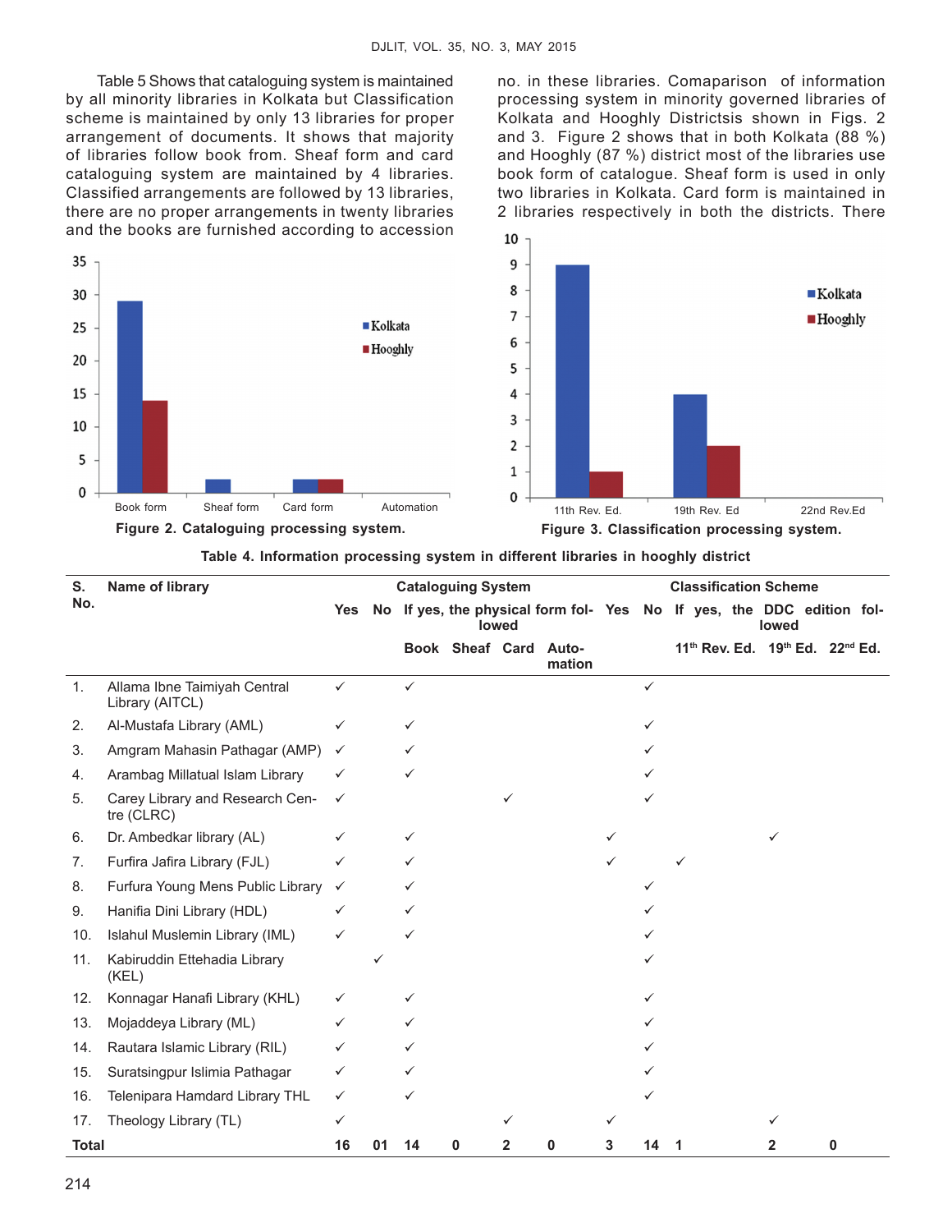Table 5 Shows that cataloguing system is maintained by all minority libraries in Kolkata but Classification scheme is maintained by only 13 libraries for proper arrangement of documents. It shows that majority of libraries follow book from. Sheaf form and card cataloguing system are maintained by 4 libraries. Classified arrangements are followed by 13 libraries, there are no proper arrangements in twenty libraries and the books are furnished according to accession no. in these libraries. Comaparison of information processing system in minority governed libraries of Kolkata and Hooghly Districtsis shown in Figs. 2 and 3. Figure 2 shows that in both Kolkata (88 %) and Hooghly (87 %) district most of the libraries use book form of catalogue. Sheaf form is used in only two libraries in Kolkata. Card form is maintained in 2 libraries respectively in both the districts. There

**Figure 2. Cataloguing processing system.**

**Figure 3. Classification processing system.**

**Table 4. Information processing system in different libraries in hooghly district**

| S. No. | Name of library | Cataloguing System | | | | | | Classification Scheme | | | | |
|---|---|---|---|---|---|---|---|---|---|---|---|---|
| | | Yes | No | If yes, the physical form followed | | | | Yes | No | If yes, the DDC edition followed | | |
| | | | | Book | Sheaf | Card | Automation | | | 11th Rev. Ed. | 19th Ed. | 22nd Ed. |
| 1. | Allama Ibne Taimiyah Central Library (AITCL) | ✓ | | ✓ | | | | | ✓ | | | |
| 2. | Al-Mustafa Library (AML) | ✓ | | ✓ | | | | | ✓ | | | |
| 3. | Amgram Mahasin Pathagar (AMP) | ✓ | | ✓ | | | | | ✓ | | | |
| 4. | Arambag Millatual Islam Library | ✓ | | ✓ | | | | | ✓ | | | |
| 5. | Carey Library and Research Centre (CLRC) | ✓ | | | | ✓ | | | ✓ | | | |
| 6. | Dr. Ambedkar library (AL) | ✓ | | ✓ | | | | ✓ | | | ✓ | |
| 7. | Furfira Jafira Library (FJL) | ✓ | | ✓ | | | | ✓ | | ✓ | | |
| 8. | Furfura Young Mens Public Library | ✓ | | ✓ | | | | | ✓ | | | |
| 9. | Hanifia Dini Library (HDL) | ✓ | | ✓ | | | | | ✓ | | | |
| 10. | Islahul Muslemin Library (IML) | ✓ | | ✓ | | | | | ✓ | | | |
| 11. | Kabiruddin Ettehadia Library (KEL) | | ✓ | | | | | | ✓ | | | |
| 12. | Konnagar Hanafi Library (KHL) | ✓ | | ✓ | | | | | ✓ | | | |
| 13. | Mojaddeya Library (ML) | ✓ | | ✓ | | | | | ✓ | | | |
| 14. | Rautara Islamic Library (RIL) | ✓ | | ✓ | | | | | ✓ | | | |
| 15. | Suratsingpur Islimia Pathagar | ✓ | | ✓ | | | | | ✓ | | | |
| 16. | Telenipara Hamdard Library THL | ✓ | | ✓ | | | | | ✓ | | | |
| 17. | Theology Library (TL) | ✓ | | | | ✓ | | ✓ | | | ✓ | |
| **Total** | | **16** | **01** | **14** | **0** | **2** | **0** | **3** | **14** | **1** | **2** | **0** |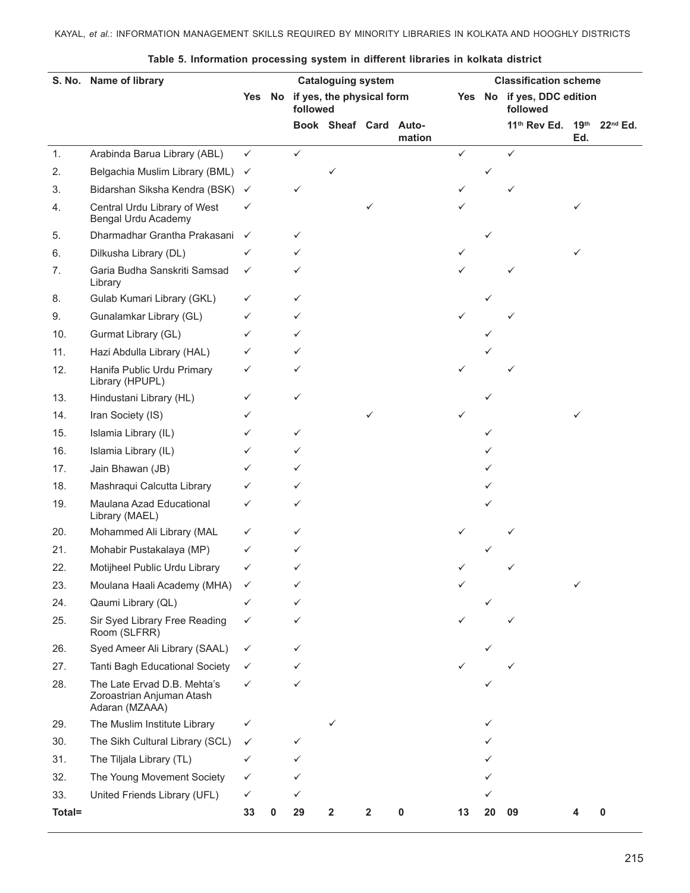**Table 5. Information processing system in different libraries in kolkata district**

| S. No. | Name of library | Cataloguing system | | | | | | Classification scheme | | | | |
|---|---|---|---|---|---|---|---|---|---|---|---|---|
| | | Yes | No | if yes, the physical form followed | | | | Yes | No | if yes, DDC edition followed | | |
| | | | | Book | Sheaf | Card | Automation | | | 11th Rev Ed. | 19th Ed. | 22nd Ed. |
| 1. | Arabinda Barua Library (ABL) | ✓ | | ✓ | | | | ✓ | | ✓ | | |
| 2. | Belgachia Muslim Library (BML) | ✓ | | | ✓ | | | | ✓ | | | |
| 3. | Bidarshan Siksha Kendra (BSK) | ✓ | | ✓ | | | | ✓ | | ✓ | | |
| 4. | Central Urdu Library of West Bengal Urdu Academy | ✓ | | | | ✓ | | ✓ | | | ✓ | |
| 5. | Dharmadhar Grantha Prakasani | ✓ | | ✓ | | | | | ✓ | | | |
| 6. | Dilkusha Library (DL) | ✓ | | ✓ | | | | ✓ | | | ✓ | |
| 7. | Garia Budha Sanskriti Samsad Library | ✓ | | ✓ | | | | ✓ | | ✓ | | |
| 8. | Gulab Kumari Library (GKL) | ✓ | | ✓ | | | | | ✓ | | | |
| 9. | Gunalamkar Library (GL) | ✓ | | ✓ | | | | ✓ | | ✓ | | |
| 10. | Gurmat Library (GL) | ✓ | | ✓ | | | | | ✓ | | | |
| 11. | Hazi Abdulla Library (HAL) | ✓ | | ✓ | | | | | ✓ | | | |
| 12. | Hanifa Public Urdu Primary Library (HPUPL) | ✓ | | ✓ | | | | ✓ | | ✓ | | |
| 13. | Hindustani Library (HL) | ✓ | | ✓ | | | | | ✓ | | | |
| 14. | Iran Society (IS) | ✓ | | | | ✓ | | ✓ | | | ✓ | |
| 15. | Islamia Library (IL) | ✓ | | ✓ | | | | | ✓ | | | |
| 16. | Islamia Library (IL) | ✓ | | ✓ | | | | | ✓ | | | |
| 17. | Jain Bhawan (JB) | ✓ | | ✓ | | | | | ✓ | | | |
| 18. | Mashraqui Calcutta Library | ✓ | | ✓ | | | | | ✓ | | | |
| 19. | Maulana Azad Educational Library (MAEL) | ✓ | | ✓ | | | | | ✓ | | | |
| 20. | Mohammed Ali Library (MAL | ✓ | | ✓ | | | | ✓ | | ✓ | | |
| 21. | Mohabir Pustakalaya (MP) | ✓ | | ✓ | | | | | ✓ | | | |
| 22. | Motijheel Public Urdu Library | ✓ | | ✓ | | | | ✓ | | ✓ | | |
| 23. | Moulana Haali Academy (MHA) | ✓ | | ✓ | | | | ✓ | | | ✓ | |
| 24. | Qaumi Library (QL) | ✓ | | ✓ | | | | | ✓ | | | |
| 25. | Sir Syed Library Free Reading Room (SLFRR) | ✓ | | ✓ | | | | ✓ | | ✓ | | |
| 26. | Syed Ameer Ali Library (SAAL) | ✓ | | ✓ | | | | | ✓ | | | |
| 27. | Tanti Bagh Educational Society | ✓ | | ✓ | | | | ✓ | | ✓ | | |
| 28. | The Late Ervad D.B. Mehta's Zoroastrian Anjuman Atash Adaran (MZAAA) | ✓ | | ✓ | | | | | ✓ | | | |
| 29. | The Muslim Institute Library | ✓ | | | ✓ | | | | ✓ | | | |
| 30. | The Sikh Cultural Library (SCL) | ✓ | | ✓ | | | | | ✓ | | | |
| 31. | The Tiljala Library (TL) | ✓ | | ✓ | | | | | ✓ | | | |
| 32. | The Young Movement Society | ✓ | | ✓ | | | | | ✓ | | | |
| 33. | United Friends Library (UFL) | ✓ | | ✓ | | | | | ✓ | | | |
| Total= | | 33 | 0 | 29 | 2 | 2 | 0 | 13 | 20 | 09 | 4 | 0 |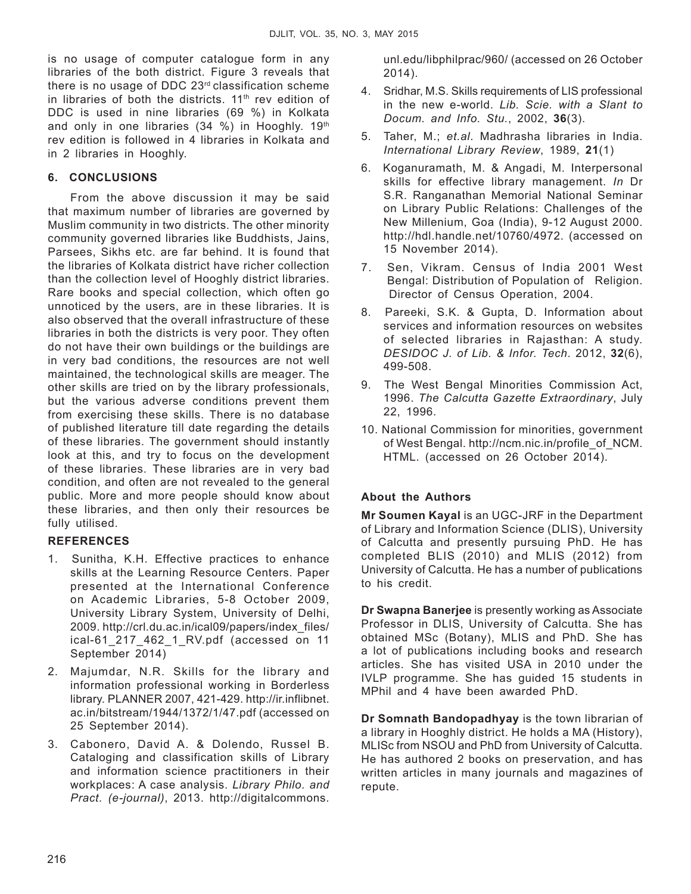is no usage of computer catalogue form in any libraries of the both district. Figure 3 reveals that there is no usage of DDC 23rd classification scheme in libraries of both the districts. 11th rev edition of DDC is used in nine libraries (69 %) in Kolkata and only in one libraries (34 %) in Hooghly. 19th rev edition is followed in 4 libraries in Kolkata and in 2 libraries in Hooghly.

## 6. CONCLUSIONS

From the above discussion it may be said that maximum number of libraries are governed by Muslim community in two districts. The other minority community governed libraries like Buddhists, Jains, Parsees, Sikhs etc. are far behind. It is found that the libraries of Kolkata district have richer collection than the collection level of Hooghly district libraries. Rare books and special collection, which often go unnoticed by the users, are in these libraries. It is also observed that the overall infrastructure of these libraries in both the districts is very poor. They often do not have their own buildings or the buildings are in very bad conditions, the resources are not well maintained, the technological skills are meager. The other skills are tried on by the library professionals, but the various adverse conditions prevent them from exercising these skills. There is no database of published literature till date regarding the details of these libraries. The government should instantly look at this, and try to focus on the development of these libraries. These libraries are in very bad condition, and often are not revealed to the general public. More and more people should know about these libraries, and then only their resources be fully utilised.

## REFERENCES

1. Sunitha, K.H. Effective practices to enhance skills at the Learning Resource Centers. Paper presented at the International Conference on Academic Libraries, 5-8 October 2009, University Library System, University of Delhi, 2009. http://crl.du.ac.in/ical09/papers/index_files/ical-61_217_462_1_RV.pdf (accessed on 11 September 2014)
2. Majumdar, N.R. Skills for the library and information professional working in Borderless library. PLANNER 2007, 421-429. http://ir.inflibnet.ac.in/bitstream/1944/1372/1/47.pdf (accessed on 25 September 2014).
3. Cabonero, David A. & Dolendo, Russel B. Cataloging and classification skills of Library and information science practitioners in their workplaces: A case analysis. *Library Philo. and Pract. (e-journal)*, 2013. http://digitalcommons.unl.edu/libphilprac/960/ (accessed on 26 October 2014).
4. Sridhar, M.S. Skills requirements of LIS professional in the new e-world. *Lib. Scie. with a Slant to Docum. and Info. Stu.*, 2002, **36**(3).
5. Taher, M.; *et.al*. Madhrasha libraries in India. *International Library Review*, 1989, **21**(1)
6. Koganuramath, M. & Angadi, M. Interpersonal skills for effective library management. *In* Dr S.R. Ranganathan Memorial National Seminar on Library Public Relations: Challenges of the New Millenium, Goa (India), 9-12 August 2000. http://hdl.handle.net/10760/4972. (accessed on 15 November 2014).
7. Sen, Vikram. Census of India 2001 West Bengal: Distribution of Population of Religion. Director of Census Operation, 2004.
8. Pareeki, S.K. & Gupta, D. Information about services and information resources on websites of selected libraries in Rajasthan: A study. *DESIDOC J. of Lib. & Infor. Tech*. 2012, **32**(6), 499-508.
9. The West Bengal Minorities Commission Act, 1996. *The Calcutta Gazette Extraordinary*, July 22, 1996.
10. National Commission for minorities, government of West Bengal. http://ncm.nic.in/profile_of_NCM.HTML. (accessed on 26 October 2014).

### About the Authors

**Mr Soumen Kayal** is an UGC-JRF in the Department of Library and Information Science (DLIS), University of Calcutta and presently pursuing PhD. He has completed BLIS (2010) and MLIS (2012) from University of Calcutta. He has a number of publications to his credit.

**Dr Swapna Banerjee** is presently working as Associate Professor in DLIS, University of Calcutta. She has obtained MSc (Botany), MLIS and PhD. She has a lot of publications including books and research articles. She has visited USA in 2010 under the IVLP programme. She has guided 15 students in MPhil and 4 have been awarded PhD.

**Dr Somnath Bandopadhyay** is the town librarian of a library in Hooghly district. He holds a MA (History), MLISc from NSOU and PhD from University of Calcutta. He has authored 2 books on preservation, and has written articles in many journals and magazines of repute.